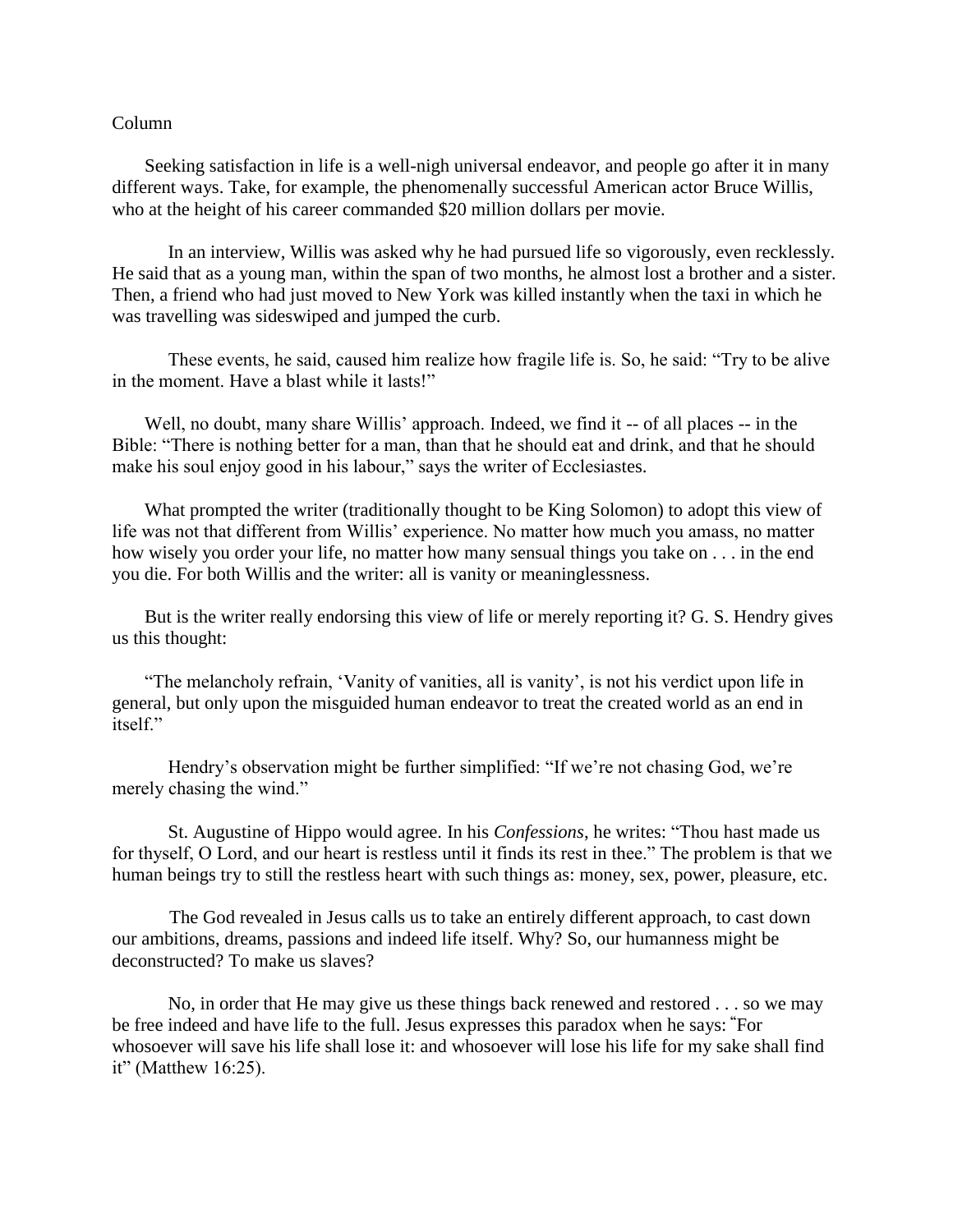Column

Seeking satisfaction in life is a well-nigh universal endeavor, and people go after it in many different ways. Take, for example, the phenomenally successful American actor Bruce Willis, who at the height of his career commanded $20 million dollars per movie.

In an interview, Willis was asked why he had pursued life so vigorously, even recklessly. He said that as a young man, within the span of two months, he almost lost a brother and a sister. Then, a friend who had just moved to New York was killed instantly when the taxi in which he was travelling was sideswiped and jumped the curb.

These events, he said, caused him realize how fragile life is. So, he said: "Try to be alive in the moment. Have a blast while it lasts!"

Well, no doubt, many share Willis' approach. Indeed, we find it -- of all places -- in the Bible: "There is nothing better for a man, than that he should eat and drink, and that he should make his soul enjoy good in his labour," says the writer of Ecclesiastes.

What prompted the writer (traditionally thought to be King Solomon) to adopt this view of life was not that different from Willis' experience. No matter how much you amass, no matter how wisely you order your life, no matter how many sensual things you take on . . . in the end you die. For both Willis and the writer: all is vanity or meaninglessness.

But is the writer really endorsing this view of life or merely reporting it? G. S. Hendry gives us this thought:

"The melancholy refrain, 'Vanity of vanities, all is vanity', is not his verdict upon life in general, but only upon the misguided human endeavor to treat the created world as an end in itself."

Hendry's observation might be further simplified: "If we're not chasing God, we're merely chasing the wind."

St. Augustine of Hippo would agree. In his *Confessions*, he writes: "Thou hast made us for thyself, O Lord, and our heart is restless until it finds its rest in thee." The problem is that we human beings try to still the restless heart with such things as: money, sex, power, pleasure, etc.

The God revealed in Jesus calls us to take an entirely different approach, to cast down our ambitions, dreams, passions and indeed life itself. Why? So, our humanness might be deconstructed? To make us slaves?

No, in order that He may give us these things back renewed and restored . . . so we may be free indeed and have life to the full. Jesus expresses this paradox when he says: "For whosoever will save his life shall lose it: and whosoever will lose his life for my sake shall find it" (Matthew 16:25).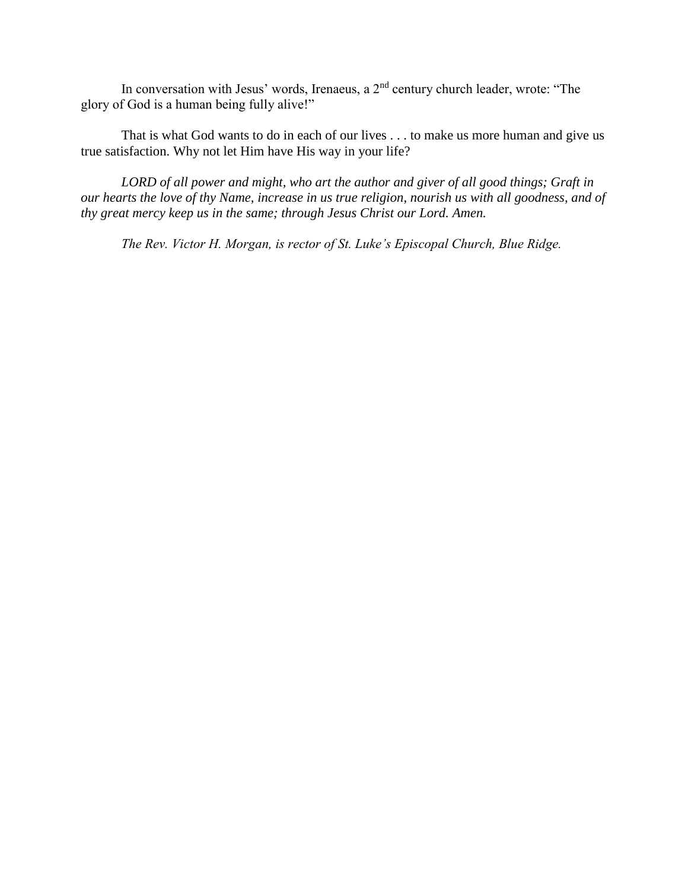In conversation with Jesus' words, Irenaeus, a 2nd century church leader, wrote: "The glory of God is a human being fully alive!"

That is what God wants to do in each of our lives . . . to make us more human and give us true satisfaction. Why not let Him have His way in your life?

*LORD of all power and might, who art the author and giver of all good things; Graft in our hearts the love of thy Name, increase in us true religion, nourish us with all goodness, and of thy great mercy keep us in the same; through Jesus Christ our Lord. Amen.*

*The Rev. Victor H. Morgan, is rector of St. Luke's Episcopal Church, Blue Ridge.*